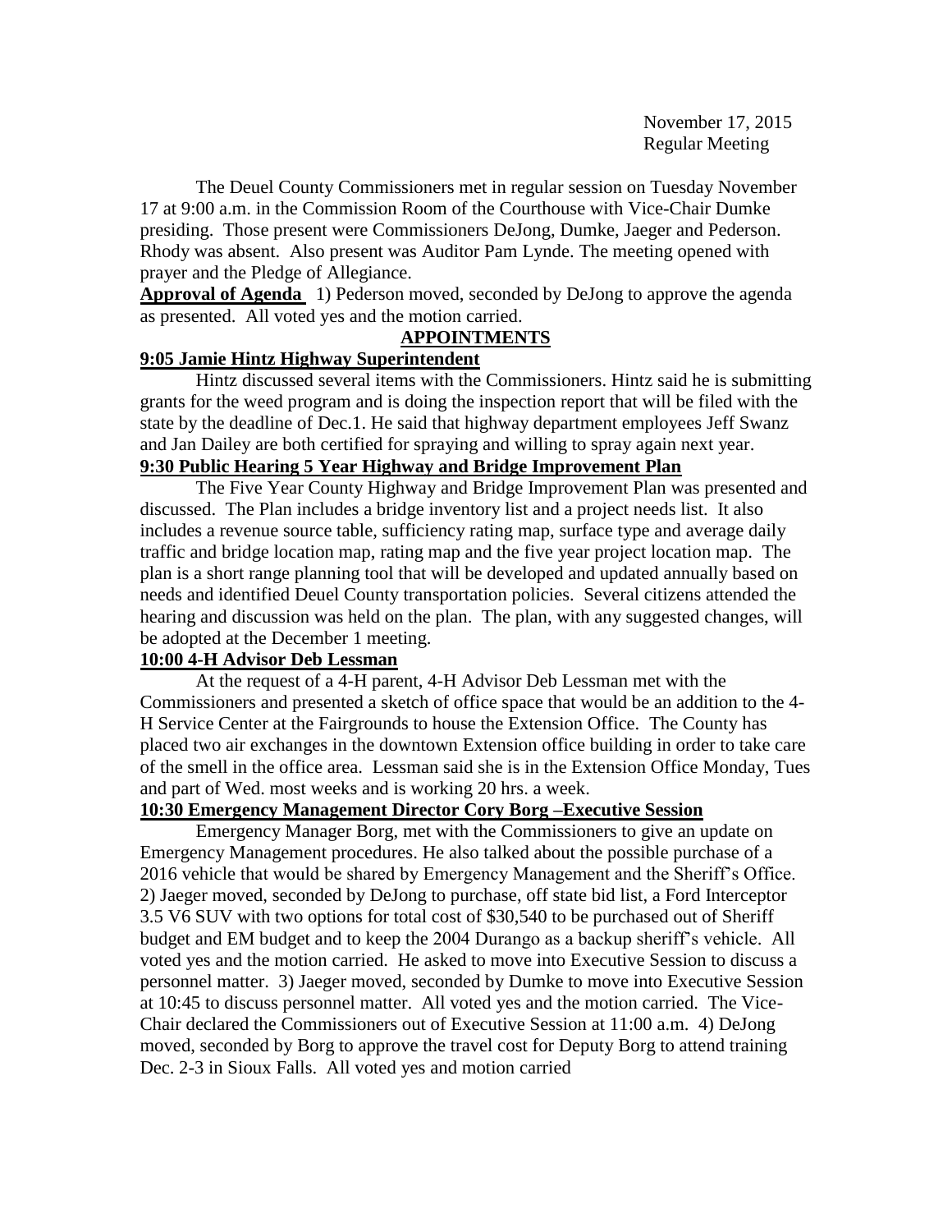November 17, 2015
Regular Meeting

The Deuel County Commissioners met in regular session on Tuesday November 17 at 9:00 a.m. in the Commission Room of the Courthouse with Vice-Chair Dumke presiding. Those present were Commissioners DeJong, Dumke, Jaeger and Pederson. Rhody was absent. Also present was Auditor Pam Lynde. The meeting opened with prayer and the Pledge of Allegiance.

**Approval of Agenda** 1) Pederson moved, seconded by DeJong to approve the agenda as presented. All voted yes and the motion carried.

## APPOINTMENTS

### 9:05 Jamie Hintz Highway Superintendent

Hintz discussed several items with the Commissioners. Hintz said he is submitting grants for the weed program and is doing the inspection report that will be filed with the state by the deadline of Dec.1. He said that highway department employees Jeff Swanz and Jan Dailey are both certified for spraying and willing to spray again next year.

### 9:30 Public Hearing 5 Year Highway and Bridge Improvement Plan

The Five Year County Highway and Bridge Improvement Plan was presented and discussed. The Plan includes a bridge inventory list and a project needs list. It also includes a revenue source table, sufficiency rating map, surface type and average daily traffic and bridge location map, rating map and the five year project location map. The plan is a short range planning tool that will be developed and updated annually based on needs and identified Deuel County transportation policies. Several citizens attended the hearing and discussion was held on the plan. The plan, with any suggested changes, will be adopted at the December 1 meeting.

### 10:00 4-H Advisor Deb Lessman

At the request of a 4-H parent, 4-H Advisor Deb Lessman met with the Commissioners and presented a sketch of office space that would be an addition to the 4-H Service Center at the Fairgrounds to house the Extension Office. The County has placed two air exchanges in the downtown Extension office building in order to take care of the smell in the office area. Lessman said she is in the Extension Office Monday, Tues and part of Wed. most weeks and is working 20 hrs. a week.

### 10:30 Emergency Management Director Cory Borg –Executive Session

Emergency Manager Borg, met with the Commissioners to give an update on Emergency Management procedures. He also talked about the possible purchase of a 2016 vehicle that would be shared by Emergency Management and the Sheriff's Office. 2) Jaeger moved, seconded by DeJong to purchase, off state bid list, a Ford Interceptor 3.5 V6 SUV with two options for total cost of $30,540 to be purchased out of Sheriff budget and EM budget and to keep the 2004 Durango as a backup sheriff's vehicle. All voted yes and the motion carried. He asked to move into Executive Session to discuss a personnel matter. 3) Jaeger moved, seconded by Dumke to move into Executive Session at 10:45 to discuss personnel matter. All voted yes and the motion carried. The Vice-Chair declared the Commissioners out of Executive Session at 11:00 a.m. 4) DeJong moved, seconded by Borg to approve the travel cost for Deputy Borg to attend training Dec. 2-3 in Sioux Falls. All voted yes and motion carried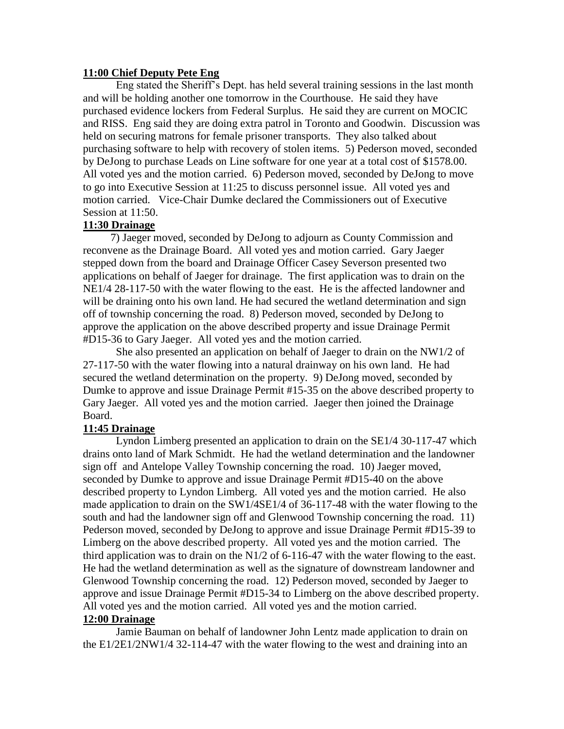**11:00 Chief Deputy Pete Eng**

Eng stated the Sheriff's Dept. has held several training sessions in the last month and will be holding another one tomorrow in the Courthouse. He said they have purchased evidence lockers from Federal Surplus. He said they are current on MOCIC and RISS. Eng said they are doing extra patrol in Toronto and Goodwin. Discussion was held on securing matrons for female prisoner transports. They also talked about purchasing software to help with recovery of stolen items. 5) Pederson moved, seconded by DeJong to purchase Leads on Line software for one year at a total cost of $1578.00. All voted yes and the motion carried. 6) Pederson moved, seconded by DeJong to move to go into Executive Session at 11:25 to discuss personnel issue. All voted yes and motion carried. Vice-Chair Dumke declared the Commissioners out of Executive Session at 11:50.

**11:30 Drainage**

7) Jaeger moved, seconded by DeJong to adjourn as County Commission and reconvene as the Drainage Board. All voted yes and motion carried. Gary Jaeger stepped down from the board and Drainage Officer Casey Severson presented two applications on behalf of Jaeger for drainage. The first application was to drain on the NE1/4 28-117-50 with the water flowing to the east. He is the affected landowner and will be draining onto his own land. He had secured the wetland determination and sign off of township concerning the road. 8) Pederson moved, seconded by DeJong to approve the application on the above described property and issue Drainage Permit #D15-36 to Gary Jaeger. All voted yes and the motion carried.

She also presented an application on behalf of Jaeger to drain on the NW1/2 of 27-117-50 with the water flowing into a natural drainway on his own land. He had secured the wetland determination on the property. 9) DeJong moved, seconded by Dumke to approve and issue Drainage Permit #15-35 on the above described property to Gary Jaeger. All voted yes and the motion carried. Jaeger then joined the Drainage Board.

**11:45 Drainage**

Lyndon Limberg presented an application to drain on the SE1/4 30-117-47 which drains onto land of Mark Schmidt. He had the wetland determination and the landowner sign off and Antelope Valley Township concerning the road. 10) Jaeger moved, seconded by Dumke to approve and issue Drainage Permit #D15-40 on the above described property to Lyndon Limberg. All voted yes and the motion carried. He also made application to drain on the SW1/4SE1/4 of 36-117-48 with the water flowing to the south and had the landowner sign off and Glenwood Township concerning the road. 11) Pederson moved, seconded by DeJong to approve and issue Drainage Permit #D15-39 to Limberg on the above described property. All voted yes and the motion carried. The third application was to drain on the N1/2 of 6-116-47 with the water flowing to the east. He had the wetland determination as well as the signature of downstream landowner and Glenwood Township concerning the road. 12) Pederson moved, seconded by Jaeger to approve and issue Drainage Permit #D15-34 to Limberg on the above described property. All voted yes and the motion carried. All voted yes and the motion carried.

**12:00 Drainage**

Jamie Bauman on behalf of landowner John Lentz made application to drain on the E1/2E1/2NW1/4 32-114-47 with the water flowing to the west and draining into an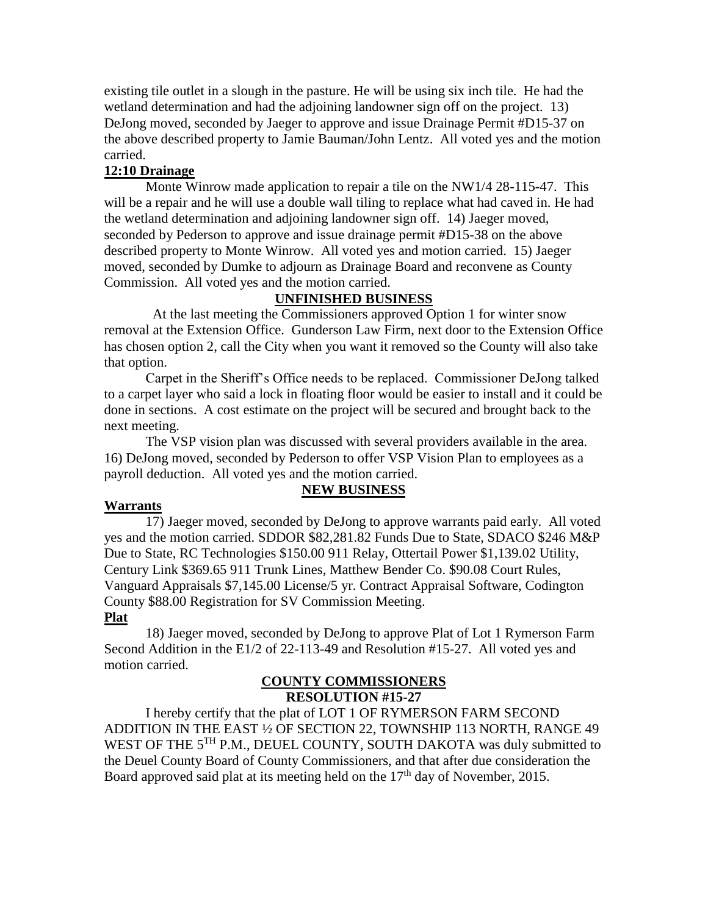existing tile outlet in a slough in the pasture. He will be using six inch tile. He had the wetland determination and had the adjoining landowner sign off on the project. 13) DeJong moved, seconded by Jaeger to approve and issue Drainage Permit #D15-37 on the above described property to Jamie Bauman/John Lentz. All voted yes and the motion carried.

**12:10 Drainage**

Monte Winrow made application to repair a tile on the NW1/4 28-115-47. This will be a repair and he will use a double wall tiling to replace what had caved in. He had the wetland determination and adjoining landowner sign off. 14) Jaeger moved, seconded by Pederson to approve and issue drainage permit #D15-38 on the above described property to Monte Winrow. All voted yes and motion carried. 15) Jaeger moved, seconded by Dumke to adjourn as Drainage Board and reconvene as County Commission. All voted yes and the motion carried.

**UNFINISHED BUSINESS**

At the last meeting the Commissioners approved Option 1 for winter snow removal at the Extension Office. Gunderson Law Firm, next door to the Extension Office has chosen option 2, call the City when you want it removed so the County will also take that option.

Carpet in the Sheriff's Office needs to be replaced. Commissioner DeJong talked to a carpet layer who said a lock in floating floor would be easier to install and it could be done in sections. A cost estimate on the project will be secured and brought back to the next meeting.

The VSP vision plan was discussed with several providers available in the area. 16) DeJong moved, seconded by Pederson to offer VSP Vision Plan to employees as a payroll deduction. All voted yes and the motion carried.

**NEW BUSINESS**

**Warrants**

17) Jaeger moved, seconded by DeJong to approve warrants paid early. All voted yes and the motion carried. SDDOR $82,281.82 Funds Due to State, SDACO $246 M&P Due to State, RC Technologies $150.00 911 Relay, Ottertail Power $1,139.02 Utility, Century Link $369.65 911 Trunk Lines, Matthew Bender Co. $90.08 Court Rules, Vanguard Appraisals $7,145.00 License/5 yr. Contract Appraisal Software, Codington County $88.00 Registration for SV Commission Meeting.

**Plat**

18) Jaeger moved, seconded by DeJong to approve Plat of Lot 1 Rymerson Farm Second Addition in the E1/2 of 22-113-49 and Resolution #15-27. All voted yes and motion carried.

**COUNTY COMMISSIONERS**
**RESOLUTION #15-27**

I hereby certify that the plat of LOT 1 OF RYMERSON FARM SECOND ADDITION IN THE EAST ½ OF SECTION 22, TOWNSHIP 113 NORTH, RANGE 49 WEST OF THE 5TH P.M., DEUEL COUNTY, SOUTH DAKOTA was duly submitted to the Deuel County Board of County Commissioners, and that after due consideration the Board approved said plat at its meeting held on the 17th day of November, 2015.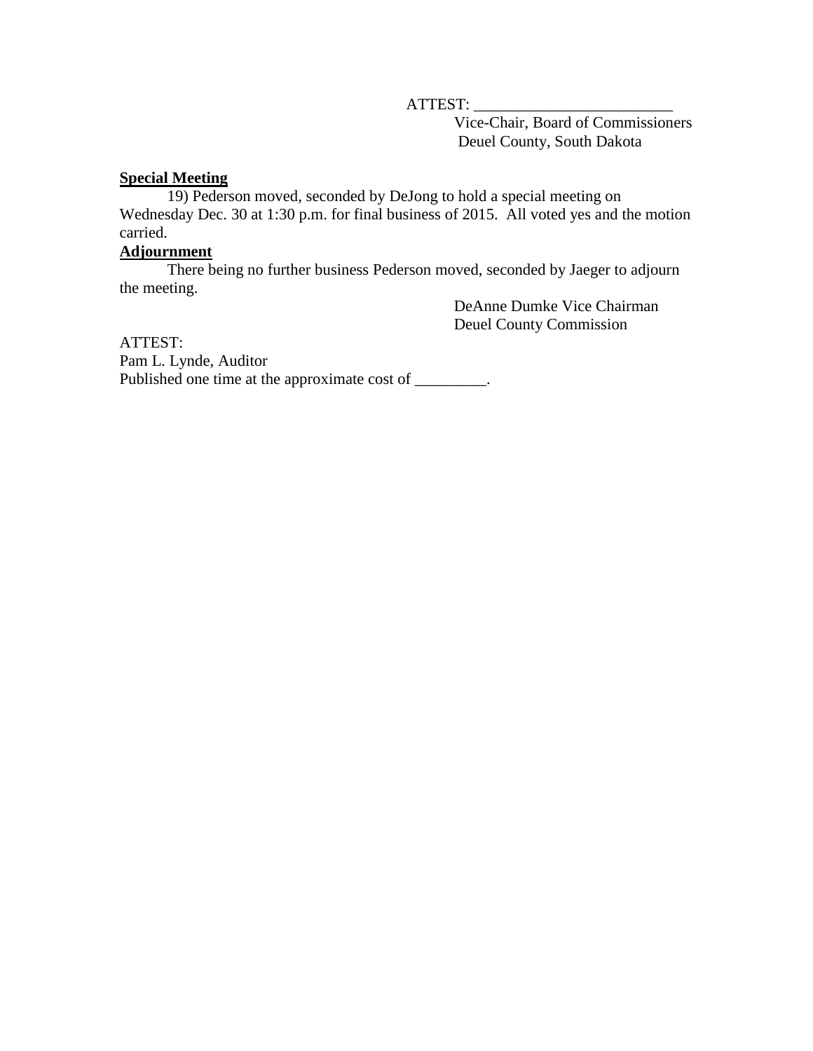ATTEST: _________________________
Vice-Chair, Board of Commissioners
Deuel County, South Dakota

**Special Meeting**

19) Pederson moved, seconded by DeJong to hold a special meeting on Wednesday Dec. 30 at 1:30 p.m. for final business of 2015. All voted yes and the motion carried.

**Adjournment**

There being no further business Pederson moved, seconded by Jaeger to adjourn the meeting.

DeAnne Dumke Vice Chairman
Deuel County Commission

ATTEST:
Pam L. Lynde, Auditor
Published one time at the approximate cost of _________.